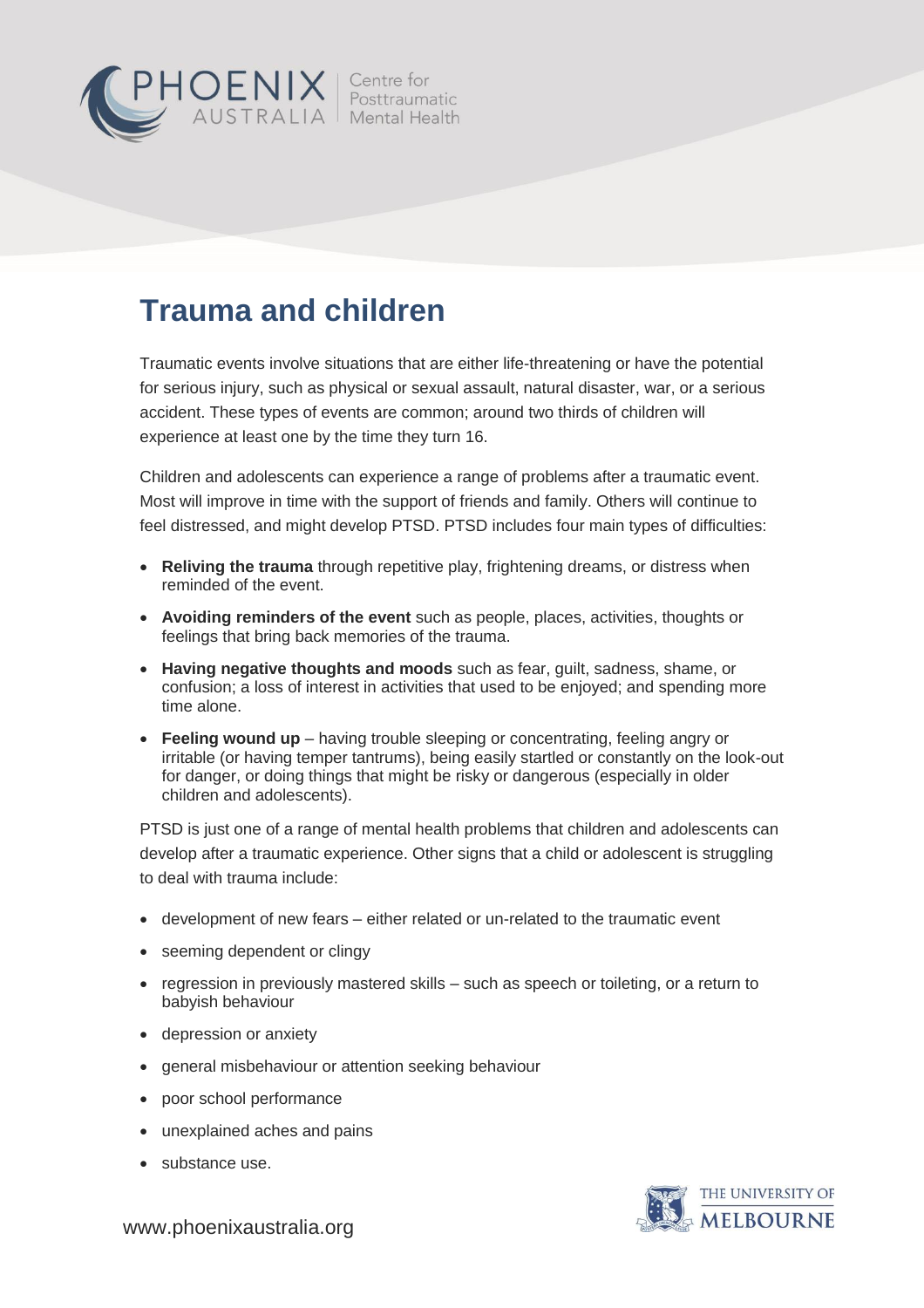# Trauma and children

Traumatic events involve situations that are either life-threatening or have the potential for serious injury, such as physical or sexual assault, natural disaster, war, or a serious accident. These types of events are common; around two thirds of children will experience at least one by the time they turn 16.

Children and adolescents can experience a range of problems after a traumatic event. Most will improve in time with the support of friends and family. Others will continue to feel distressed, and might develop PTSD. PTSD includes four main types of difficulties:

- **Reliving the trauma** through repetitive play, frightening dreams, or distress when reminded of the event.
- **Avoiding reminders of the event** such as people, places, activities, thoughts or feelings that bring back memories of the trauma.
- **Having negative thoughts and moods** such as fear, guilt, sadness, shame, or confusion; a loss of interest in activities that used to be enjoyed; and spending more time alone.
- **Feeling wound up** – having trouble sleeping or concentrating, feeling angry or irritable (or having temper tantrums), being easily startled or constantly on the look-out for danger, or doing things that might be risky or dangerous (especially in older children and adolescents).

PTSD is just one of a range of mental health problems that children and adolescents can develop after a traumatic experience. Other signs that a child or adolescent is struggling to deal with trauma include:

- development of new fears – either related or un-related to the traumatic event
- seeming dependent or clingy
- regression in previously mastered skills – such as speech or toileting, or a return to babyish behaviour
- depression or anxiety
- general misbehaviour or attention seeking behaviour
- poor school performance
- unexplained aches and pains
- substance use.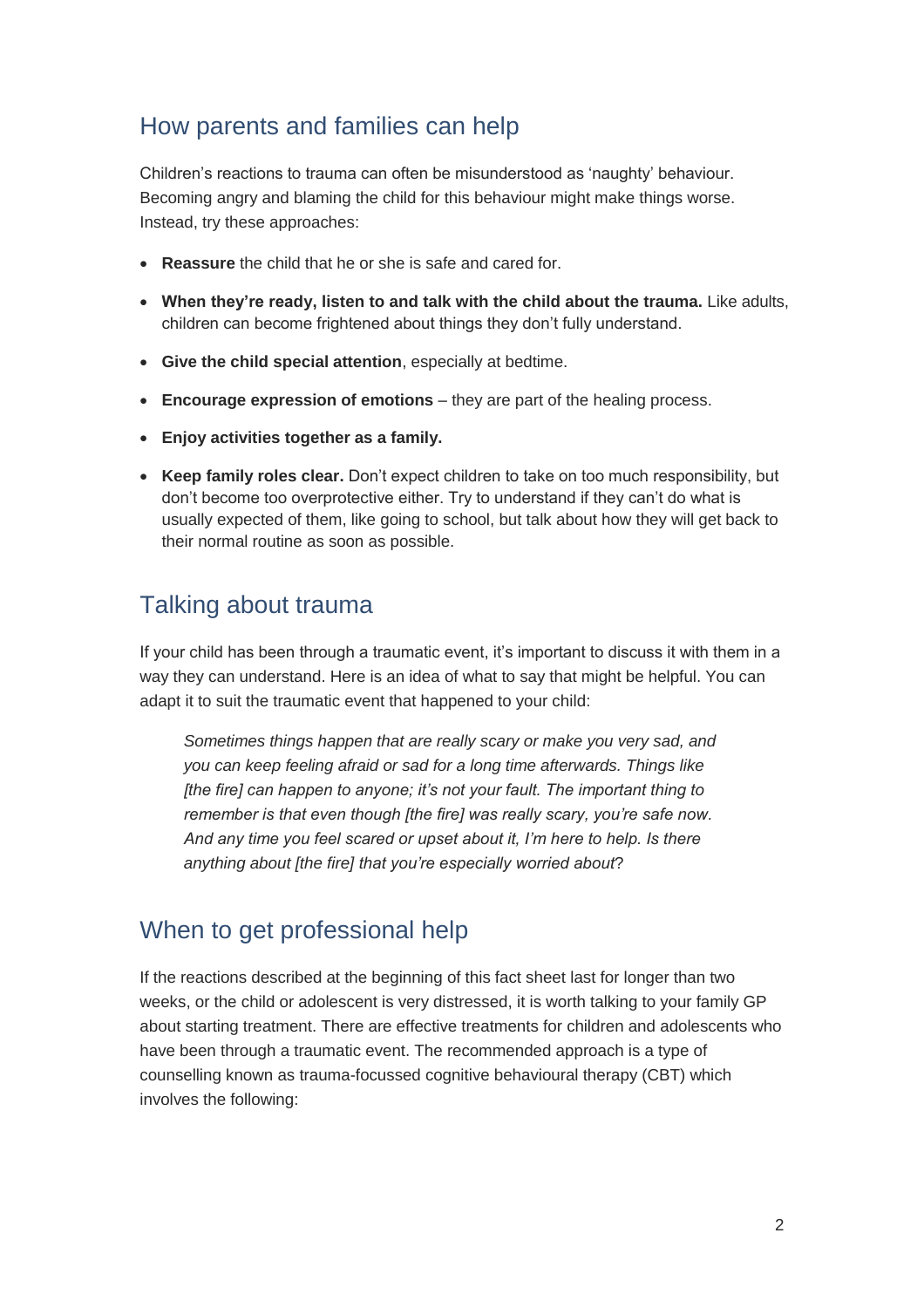## How parents and families can help

Children's reactions to trauma can often be misunderstood as 'naughty' behaviour. Becoming angry and blaming the child for this behaviour might make things worse. Instead, try these approaches:

- **Reassure** the child that he or she is safe and cared for.
- **When they're ready, listen to and talk with the child about the trauma.** Like adults, children can become frightened about things they don't fully understand.
- **Give the child special attention**, especially at bedtime.
- **Encourage expression of emotions** – they are part of the healing process.
- **Enjoy activities together as a family.**
- **Keep family roles clear.** Don't expect children to take on too much responsibility, but don't become too overprotective either. Try to understand if they can't do what is usually expected of them, like going to school, but talk about how they will get back to their normal routine as soon as possible.

## Talking about trauma

If your child has been through a traumatic event, it's important to discuss it with them in a way they can understand. Here is an idea of what to say that might be helpful. You can adapt it to suit the traumatic event that happened to your child:

> *Sometimes things happen that are really scary or make you very sad, and you can keep feeling afraid or sad for a long time afterwards. Things like [the fire] can happen to anyone; it's not your fault. The important thing to remember is that even though [the fire] was really scary, you're safe now. And any time you feel scared or upset about it, I'm here to help. Is there anything about [the fire] that you're especially worried about*?

## When to get professional help

If the reactions described at the beginning of this fact sheet last for longer than two weeks, or the child or adolescent is very distressed, it is worth talking to your family GP about starting treatment. There are effective treatments for children and adolescents who have been through a traumatic event. The recommended approach is a type of counselling known as trauma-focussed cognitive behavioural therapy (CBT) which involves the following: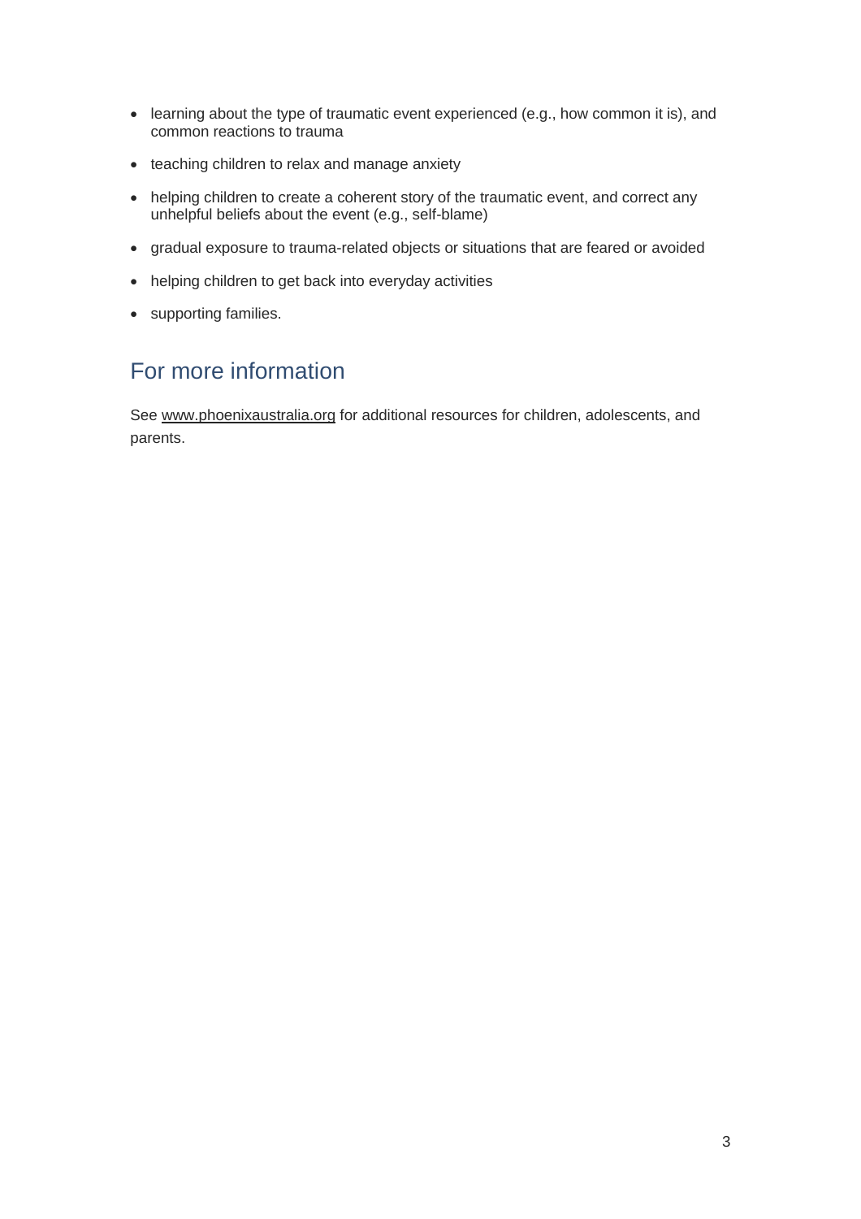- learning about the type of traumatic event experienced (e.g., how common it is), and common reactions to trauma
- teaching children to relax and manage anxiety
- helping children to create a coherent story of the traumatic event, and correct any unhelpful beliefs about the event (e.g., self-blame)
- gradual exposure to trauma-related objects or situations that are feared or avoided
- helping children to get back into everyday activities
- supporting families.

## For more information

See www.phoenixaustralia.org for additional resources for children, adolescents, and parents.